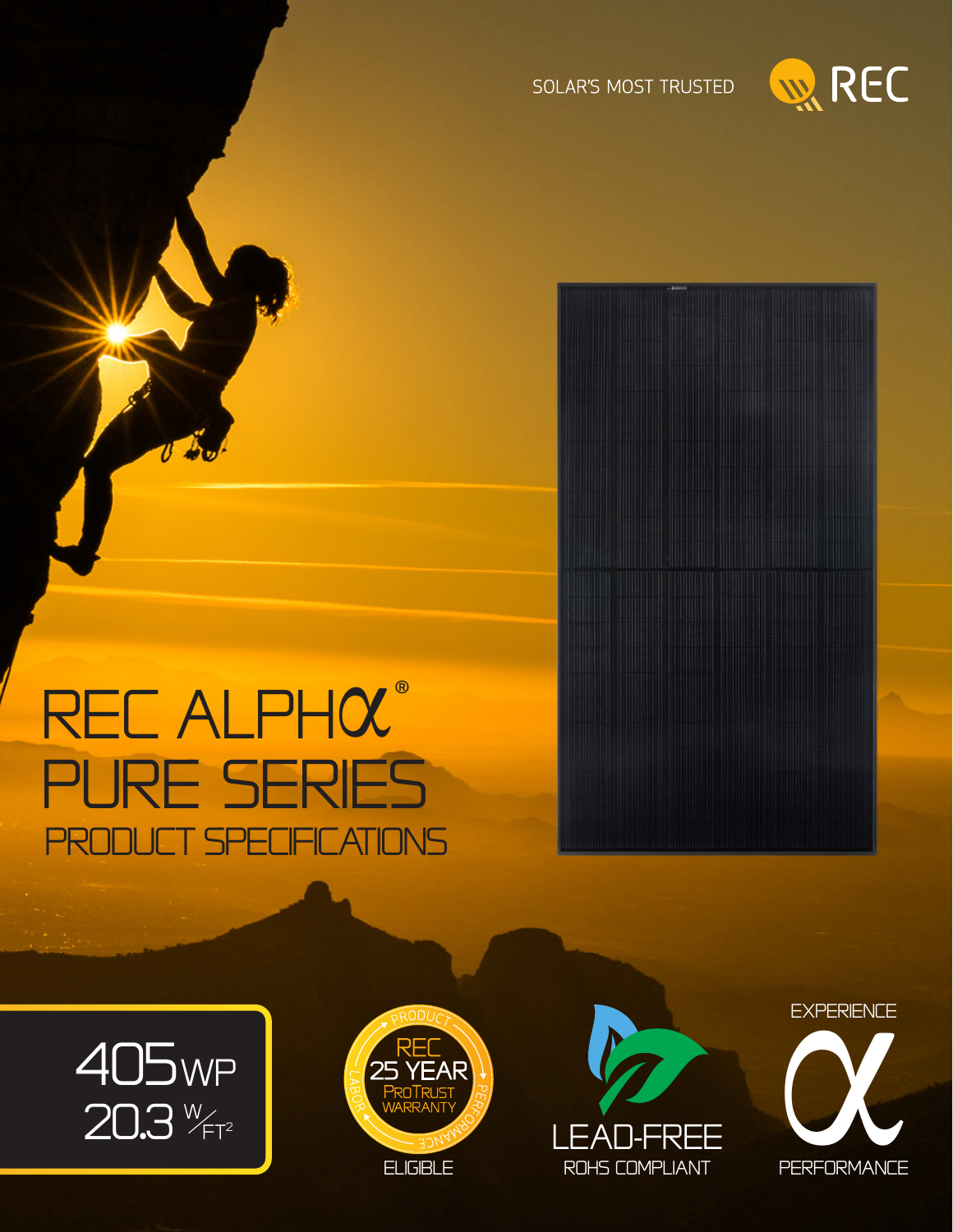SOLAR'S MOST TRUSTED

REC

# REC ALPHα® PURE SERIES

## PRODUCT SPECIFICATIONS

405 WP

20.3 W/FT²

REC 25 YEAR ProTrust WARRANTY

PRODUCT · PERFORMANCE · LABOR

ELIGIBLE

LEAD-FREE

ROHS COMPLIANT

EXPERIENCE

α

PERFORMANCE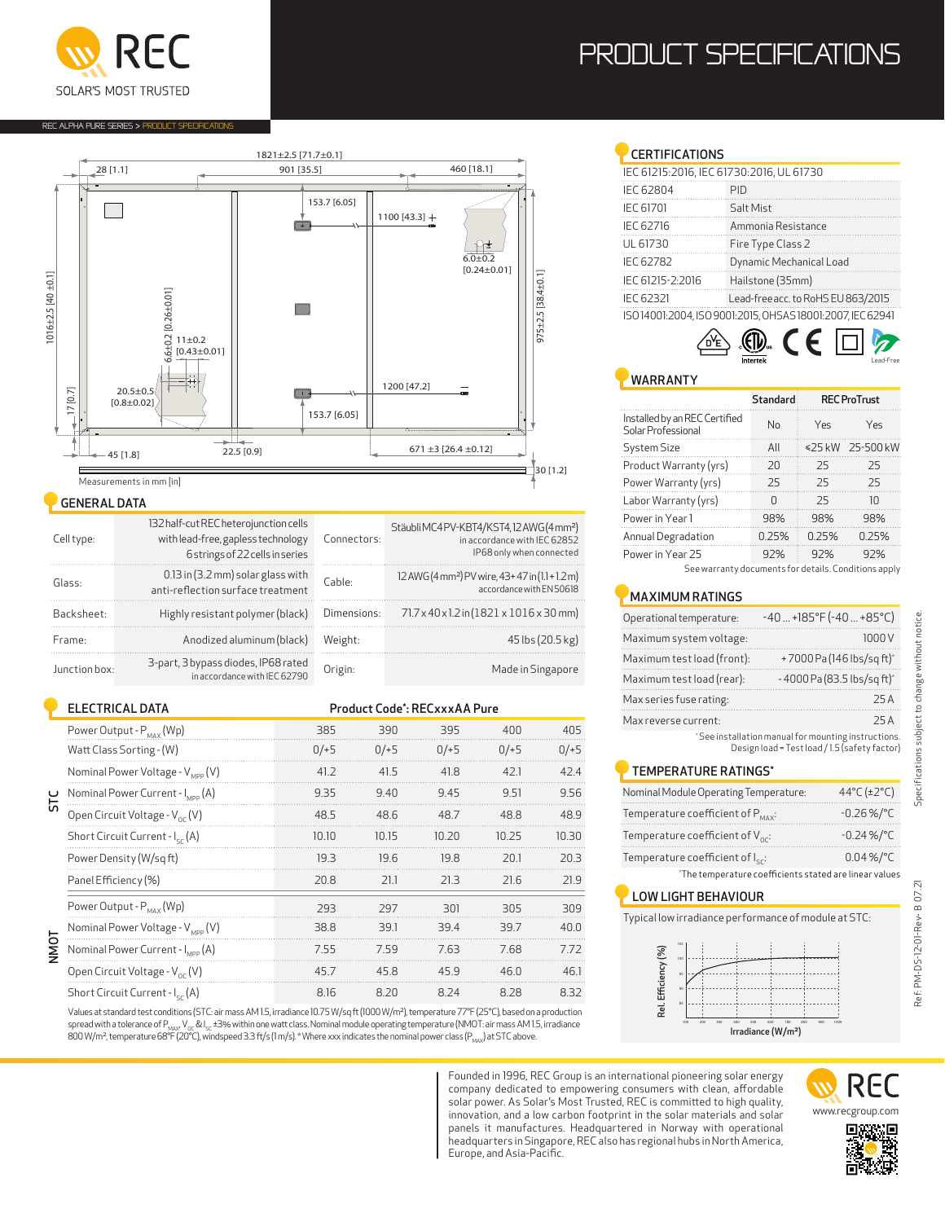REC

SOLAR'S MOST TRUSTED

# PRODUCT SPECIFICATIONS

REC ALPHA PURE SERIES > PRODUCT SPECIFICATIONS

1821±2.5 [71.7±0.1]
28 [1.1]
901 [35.5]
460 [18.1]
153.7 [6.05]
1100 [43.3]
6.0±0.2
[0.24±0.01]
1016±2.5 [40 ±0.1]
6.6±0.2 [0.26±0.01]
11±0.2
[0.43±0.01]
975±2.5 [38.4±0.1]
20.5±0.5
[0.8±0.02]
1200 [47.2]
17 [0.7]
153.7 [6.05]
45 [1.8]
22.5 [0.9]
671 ±3 [26.4 ±0.12]
30 [1.2]
Measurements in mm [in]

## GENERAL DATA

| | | | |
|---|---|---|---|
| Cell type: | 132 half-cut REC heterojunction cells with lead-free, gapless technology 6 strings of 22 cells in series | Connectors: | Stäubli MC4 PV-KBT4/KST4, 12 AWG (4 mm²) in accordance with IEC 62852 IP68 only when connected |
| Glass: | 0.13 in (3.2 mm) solar glass with anti-reflection surface treatment | Cable: | 12 AWG (4 mm²) PV wire, 43+47 in (1.1+1.2 m) accordance with EN 50618 |
| Backsheet: | Highly resistant polymer (black) | Dimensions: | 71.7 x 40 x 1.2 in (1821 x 1016 x 30 mm) |
| Frame: | Anodized aluminum (black) | Weight: | 45 lbs (20.5 kg) |
| Junction box: | 3-part, 3 bypass diodes, IP68 rated in accordance with IEC 62790 | Origin: | Made in Singapore |

## ELECTRICAL DATA

Product Code*: RECxxxAA Pure

| | | | | | | |
|---|---|---|---|---|---|---|
| STC | Power Output - $P_{MAX}$ (Wp) | 385 | 390 | 395 | 400 | 405 |
| | Watt Class Sorting - (W) | 0/+5 | 0/+5 | 0/+5 | 0/+5 | 0/+5 |
| | Nominal Power Voltage - $V_{MPP}$ (V) | 41.2 | 41.5 | 41.8 | 42.1 | 42.4 |
| | Nominal Power Current - $I_{MPP}$ (A) | 9.35 | 9.40 | 9.45 | 9.51 | 9.56 |
| | Open Circuit Voltage - $V_{OC}$ (V) | 48.5 | 48.6 | 48.7 | 48.8 | 48.9 |
| | Short Circuit Current - $I_{SC}$ (A) | 10.10 | 10.15 | 10.20 | 10.25 | 10.30 |
| | Power Density (W/sq ft) | 19.3 | 19.6 | 19.8 | 20.1 | 20.3 |
| | Panel Efficiency (%) | 20.8 | 21.1 | 21.3 | 21.6 | 21.9 |
| NMOT | Power Output - $P_{MAX}$ (Wp) | 293 | 297 | 301 | 305 | 309 |
| | Nominal Power Voltage - $V_{MPP}$ (V) | 38.8 | 39.1 | 39.4 | 39.7 | 40.0 |
| | Nominal Power Current - $I_{MPP}$ (A) | 7.55 | 7.59 | 7.63 | 7.68 | 7.72 |
| | Open Circuit Voltage - $V_{OC}$ (V) | 45.7 | 45.8 | 45.9 | 46.0 | 46.1 |
| | Short Circuit Current - $I_{SC}$ (A) | 8.16 | 8.20 | 8.24 | 8.28 | 8.32 |

Values at standard test conditions (STC: air mass AM 1.5, irradiance 10.75 W/sq ft (1000 W/m²), temperature 77°F (25°C), based on a production spread with a tolerance of $P_{MAX}$, $V_{OC}$ & $I_{SC}$ ±3% within one watt class. Nominal module operating temperature (NMOT: air mass AM 1.5, irradiance 800 W/m², temperature 68°F (20°C), windspeed 3.3 ft/s (1 m/s). * Where xxx indicates the nominal power class ($P_{MAX}$) at STC above.

## CERTIFICATIONS

| | |
|---|---|
| IEC 61215:2016, IEC 61730:2016, UL 61730 | |
| IEC 62804 | PID |
| IEC 61701 | Salt Mist |
| IEC 62716 | Ammonia Resistance |
| UL 61730 | Fire Type Class 2 |
| IEC 62782 | Dynamic Mechanical Load |
| IEC 61215-2:2016 | Hailstone (35mm) |
| IEC 62321 | Lead-free acc. to RoHS EU 863/2015 |
| ISO 14001:2004, ISO 9001:2015, OHSAS 18001:2007, IEC 62941 | |

Intertek Lead-Free

## WARRANTY

| | Standard | REC ProTrust | |
|---|---|---|---|
| Installed by an REC Certified Solar Professional | No | Yes | Yes |
| System Size | All | ≤25 kW | 25-500 kW |
| Product Warranty (yrs) | 20 | 25 | 25 |
| Power Warranty (yrs) | 25 | 25 | 25 |
| Labor Warranty (yrs) | 0 | 25 | 10 |
| Power in Year 1 | 98% | 98% | 98% |
| Annual Degradation | 0.25% | 0.25% | 0.25% |
| Power in Year 25 | 92% | 92% | 92% |

See warranty documents for details. Conditions apply

## MAXIMUM RATINGS

| | |
|---|---|
| Operational temperature: | -40 ... +185°F (-40 ... +85°C) |
| Maximum system voltage: | 1000 V |
| Maximum test load (front): | + 7000 Pa (146 lbs/sq ft)* |
| Maximum test load (rear): | - 4000 Pa (83.5 lbs/sq ft)* |
| Max series fuse rating: | 25 A |
| Max reverse current: | 25 A |

* See installation manual for mounting instructions. Design load = Test load / 1.5 (safety factor)

## TEMPERATURE RATINGS*

| | |
|---|---|
| Nominal Module Operating Temperature: | 44°C (±2°C) |
| Temperature coefficient of $P_{MAX}$: | -0.26 %/°C |
| Temperature coefficient of $V_{OC}$: | -0.24 %/°C |
| Temperature coefficient of $I_{SC}$: | 0.04 %/°C |

*The temperature coefficients stated are linear values

## LOW LIGHT BEHAVIOUR

Typical low irradiance performance of module at STC:

Rel. Efficiency (%)
Irradiance (W/m²)

Specifications subject to change without notice.

Ref: PM-DS-12-01-Rev- B 07.21

Founded in 1996, REC Group is an international pioneering solar energy company dedicated to empowering consumers with clean, affordable solar power. As Solar's Most Trusted, REC is committed to high quality, innovation, and a low carbon footprint in the solar materials and solar panels it manufactures. Headquartered in Norway with operational headquarters in Singapore, REC also has regional hubs in North America, Europe, and Asia-Pacific.

REC
www.recgroup.com